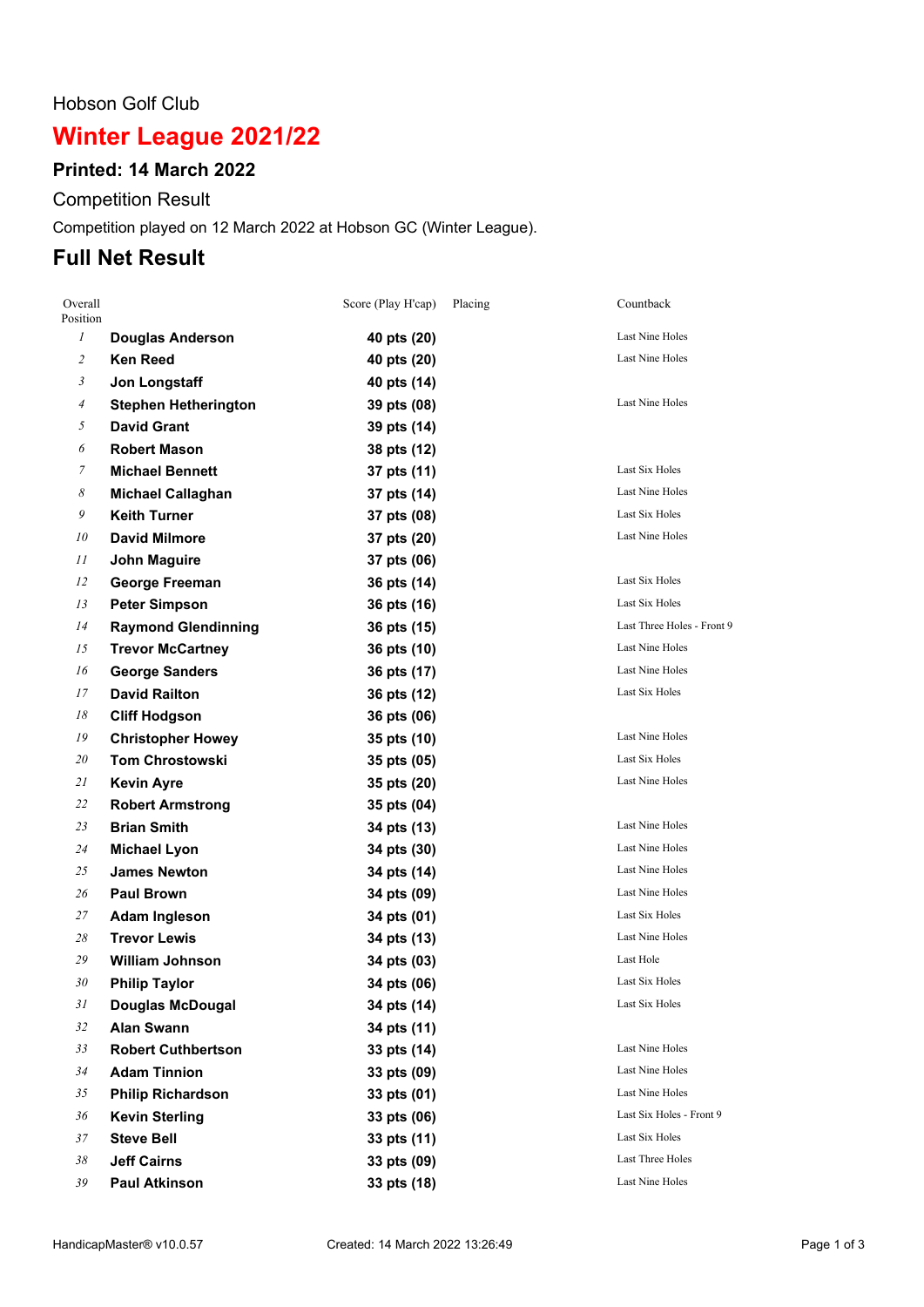Hobson Golf Club

# Winter League 2021/22

### Printed: 14 March 2022

Competition Result

Competition played on 12 March 2022 at Hobson GC (Winter League).

## Full Net Result

| Overall Position | | Score (Play H'cap) | Placing | Countback |
|---|---|---|---|---|
| *1* | **Douglas Anderson** | **40 pts (20)** | | Last Nine Holes |
| *2* | **Ken Reed** | **40 pts (20)** | | Last Nine Holes |
| *3* | **Jon Longstaff** | **40 pts (14)** | | |
| *4* | **Stephen Hetherington** | **39 pts (08)** | | Last Nine Holes |
| *5* | **David Grant** | **39 pts (14)** | | |
| *6* | **Robert Mason** | **38 pts (12)** | | |
| *7* | **Michael Bennett** | **37 pts (11)** | | Last Six Holes |
| *8* | **Michael Callaghan** | **37 pts (14)** | | Last Nine Holes |
| *9* | **Keith Turner** | **37 pts (08)** | | Last Six Holes |
| *10* | **David Milmore** | **37 pts (20)** | | Last Nine Holes |
| *11* | **John Maguire** | **37 pts (06)** | | |
| *12* | **George Freeman** | **36 pts (14)** | | Last Six Holes |
| *13* | **Peter Simpson** | **36 pts (16)** | | Last Six Holes |
| *14* | **Raymond Glendinning** | **36 pts (15)** | | Last Three Holes - Front 9 |
| *15* | **Trevor McCartney** | **36 pts (10)** | | Last Nine Holes |
| *16* | **George Sanders** | **36 pts (17)** | | Last Nine Holes |
| *17* | **David Railton** | **36 pts (12)** | | Last Six Holes |
| *18* | **Cliff Hodgson** | **36 pts (06)** | | |
| *19* | **Christopher Howey** | **35 pts (10)** | | Last Nine Holes |
| *20* | **Tom Chrostowski** | **35 pts (05)** | | Last Six Holes |
| *21* | **Kevin Ayre** | **35 pts (20)** | | Last Nine Holes |
| *22* | **Robert Armstrong** | **35 pts (04)** | | |
| *23* | **Brian Smith** | **34 pts (13)** | | Last Nine Holes |
| *24* | **Michael Lyon** | **34 pts (30)** | | Last Nine Holes |
| *25* | **James Newton** | **34 pts (14)** | | Last Nine Holes |
| *26* | **Paul Brown** | **34 pts (09)** | | Last Nine Holes |
| *27* | **Adam Ingleson** | **34 pts (01)** | | Last Six Holes |
| *28* | **Trevor Lewis** | **34 pts (13)** | | Last Nine Holes |
| *29* | **William Johnson** | **34 pts (03)** | | Last Hole |
| *30* | **Philip Taylor** | **34 pts (06)** | | Last Six Holes |
| *31* | **Douglas McDougal** | **34 pts (14)** | | Last Six Holes |
| *32* | **Alan Swann** | **34 pts (11)** | | |
| *33* | **Robert Cuthbertson** | **33 pts (14)** | | Last Nine Holes |
| *34* | **Adam Tinnion** | **33 pts (09)** | | Last Nine Holes |
| *35* | **Philip Richardson** | **33 pts (01)** | | Last Nine Holes |
| *36* | **Kevin Sterling** | **33 pts (06)** | | Last Six Holes - Front 9 |
| *37* | **Steve Bell** | **33 pts (11)** | | Last Six Holes |
| *38* | **Jeff Cairns** | **33 pts (09)** | | Last Three Holes |
| *39* | **Paul Atkinson** | **33 pts (18)** | | Last Nine Holes |

HandicapMaster® v10.0.57 Created: 14 March 2022 13:26:49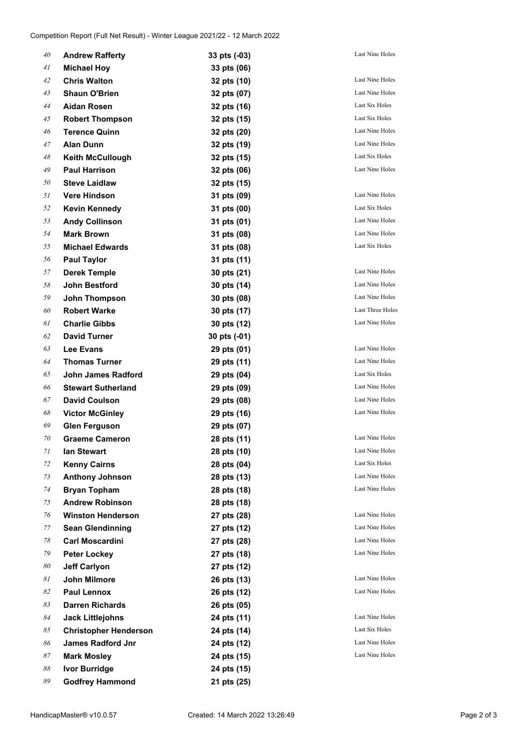Competition Report (Full Net Result) - Winter League 2021/22 - 12 March 2022

| Pos | Name | Score | Countback |
|---|---|---|---|
| 40 | **Andrew Rafferty** | **33 pts (-03)** | Last Nine Holes |
| 41 | **Michael Hoy** | **33 pts (06)** | |
| 42 | **Chris Walton** | **32 pts (10)** | Last Nine Holes |
| 43 | **Shaun O'Brien** | **32 pts (07)** | Last Nine Holes |
| 44 | **Aidan Rosen** | **32 pts (16)** | Last Six Holes |
| 45 | **Robert Thompson** | **32 pts (15)** | Last Six Holes |
| 46 | **Terence Quinn** | **32 pts (20)** | Last Nine Holes |
| 47 | **Alan Dunn** | **32 pts (19)** | Last Nine Holes |
| 48 | **Keith McCullough** | **32 pts (15)** | Last Six Holes |
| 49 | **Paul Harrison** | **32 pts (06)** | Last Nine Holes |
| 50 | **Steve Laidlaw** | **32 pts (15)** | |
| 51 | **Vere Hindson** | **31 pts (09)** | Last Nine Holes |
| 52 | **Kevin Kennedy** | **31 pts (00)** | Last Six Holes |
| 53 | **Andy Collinson** | **31 pts (01)** | Last Nine Holes |
| 54 | **Mark Brown** | **31 pts (08)** | Last Nine Holes |
| 55 | **Michael Edwards** | **31 pts (08)** | Last Six Holes |
| 56 | **Paul Taylor** | **31 pts (11)** | |
| 57 | **Derek Temple** | **30 pts (21)** | Last Nine Holes |
| 58 | **John Bestford** | **30 pts (14)** | Last Nine Holes |
| 59 | **John Thompson** | **30 pts (08)** | Last Nine Holes |
| 60 | **Robert Warke** | **30 pts (17)** | Last Three Holes |
| 61 | **Charlie Gibbs** | **30 pts (12)** | Last Nine Holes |
| 62 | **David Turner** | **30 pts (-01)** | |
| 63 | **Lee Evans** | **29 pts (01)** | Last Nine Holes |
| 64 | **Thomas Turner** | **29 pts (11)** | Last Nine Holes |
| 65 | **John James Radford** | **29 pts (04)** | Last Six Holes |
| 66 | **Stewart Sutherland** | **29 pts (09)** | Last Nine Holes |
| 67 | **David Coulson** | **29 pts (08)** | Last Nine Holes |
| 68 | **Victor McGinley** | **29 pts (16)** | Last Nine Holes |
| 69 | **Glen Ferguson** | **29 pts (07)** | |
| 70 | **Graeme Cameron** | **28 pts (11)** | Last Nine Holes |
| 71 | **Ian Stewart** | **28 pts (10)** | Last Nine Holes |
| 72 | **Kenny Cairns** | **28 pts (04)** | Last Six Holes |
| 73 | **Anthony Johnson** | **28 pts (13)** | Last Nine Holes |
| 74 | **Bryan Topham** | **28 pts (18)** | Last Nine Holes |
| 75 | **Andrew Robinson** | **28 pts (18)** | |
| 76 | **Winston Henderson** | **27 pts (28)** | Last Nine Holes |
| 77 | **Sean Glendinning** | **27 pts (12)** | Last Nine Holes |
| 78 | **Carl Moscardini** | **27 pts (28)** | Last Nine Holes |
| 79 | **Peter Lockey** | **27 pts (18)** | Last Nine Holes |
| 80 | **Jeff Carlyon** | **27 pts (12)** | |
| 81 | **John Milmore** | **26 pts (13)** | Last Nine Holes |
| 82 | **Paul Lennox** | **26 pts (12)** | Last Nine Holes |
| 83 | **Darren Richards** | **26 pts (05)** | |
| 84 | **Jack Littlejohns** | **24 pts (11)** | Last Nine Holes |
| 85 | **Christopher Henderson** | **24 pts (14)** | Last Six Holes |
| 86 | **James Radford Jnr** | **24 pts (12)** | Last Nine Holes |
| 87 | **Mark Mosley** | **24 pts (15)** | Last Nine Holes |
| 88 | **Ivor Burridge** | **24 pts (15)** | |
| 89 | **Godfrey Hammond** | **21 pts (25)** | |

HandicapMaster® v10.0.57 — Created: 14 March 2022 13:26:49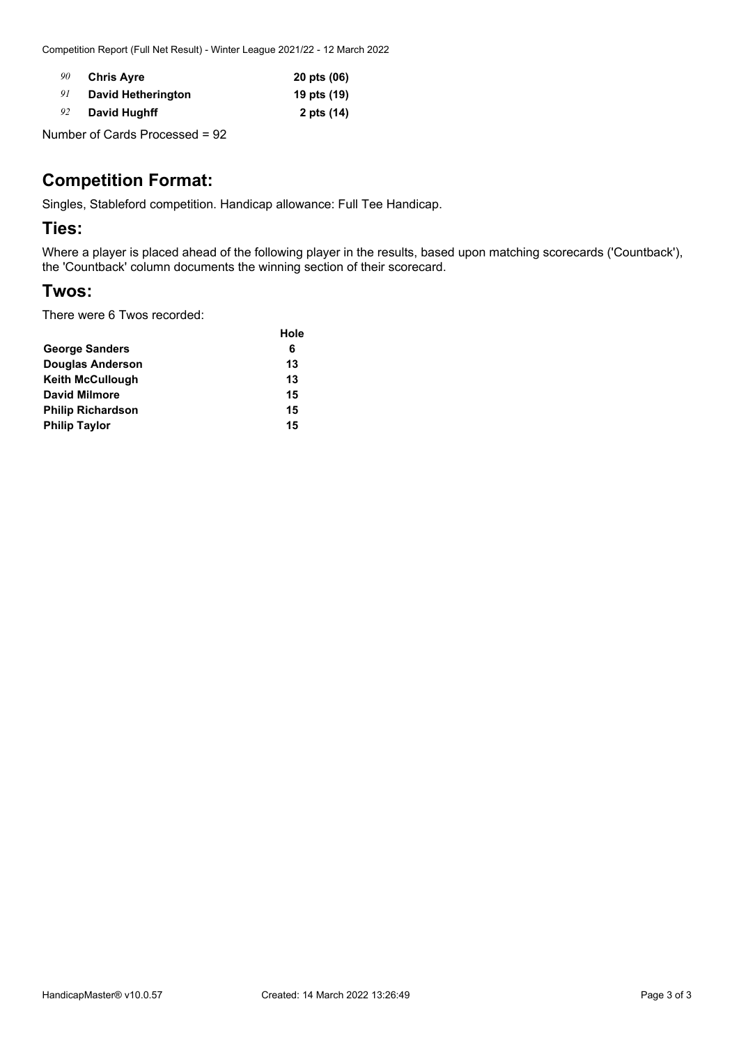| | | |
|---|---|---|
| *90* | **Chris Ayre** | **20 pts (06)** |
| *91* | **David Hetherington** | **19 pts (19)** |
| *92* | **David Hughff** | **2 pts (14)** |

Number of Cards Processed = 92

## Competition Format:

Singles, Stableford competition. Handicap allowance: Full Tee Handicap.

## Ties:

Where a player is placed ahead of the following player in the results, based upon matching scorecards ('Countback'), the 'Countback' column documents the winning section of their scorecard.

## Twos:

There were 6 Twos recorded:

| | Hole |
|---|---|
| **George Sanders** | **6** |
| **Douglas Anderson** | **13** |
| **Keith McCullough** | **13** |
| **David Milmore** | **15** |
| **Philip Richardson** | **15** |
| **Philip Taylor** | **15** |